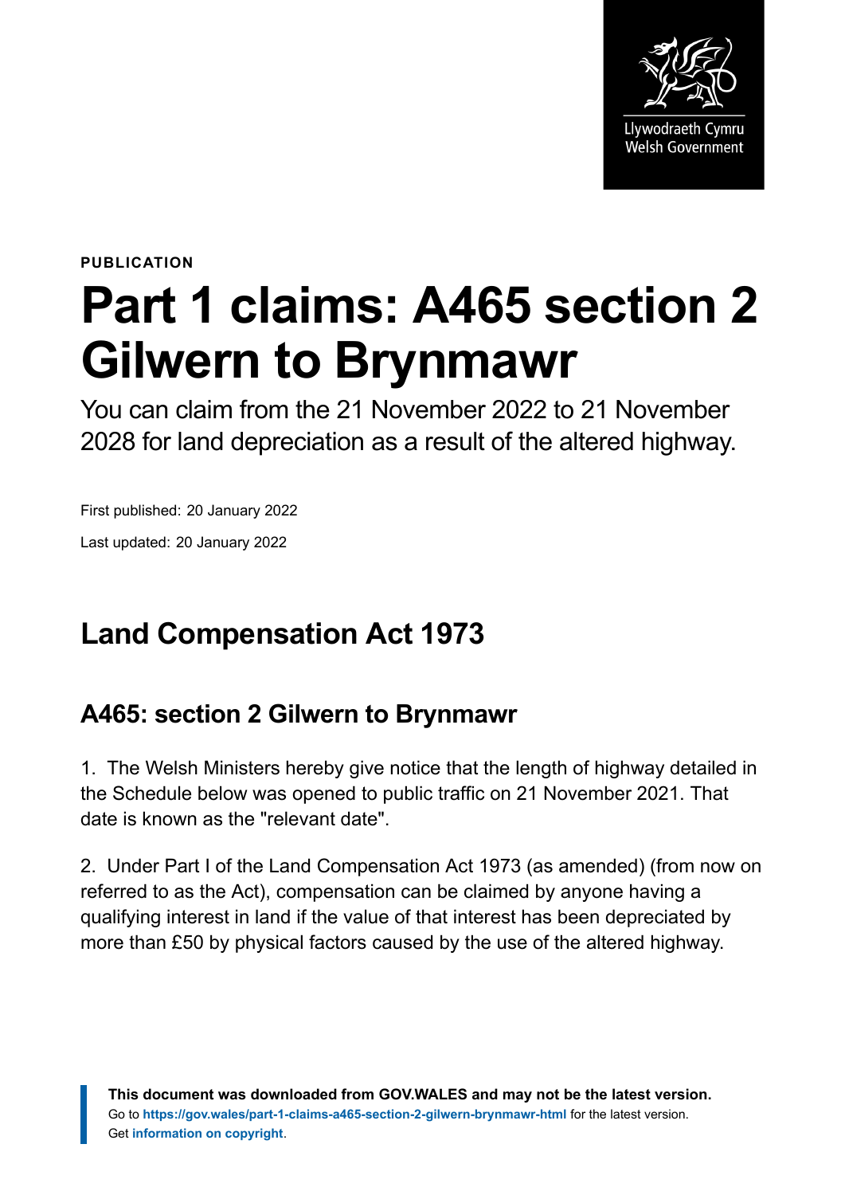PUBLICATION

# Part 1 claims: A465 section 2 Gilwern to Brynmawr

You can claim from the 21 November 2022 to 21 November 2028 for land depreciation as a result of the altered highway.

First published: 20 January 2022

Last updated: 20 January 2022

## Land Compensation Act 1973

### A465: section 2 Gilwern to Brynmawr

1. The Welsh Ministers hereby give notice that the length of highway detailed in the Schedule below was opened to public traffic on 21 November 2021. That date is known as the "relevant date".

2. Under Part I of the Land Compensation Act 1973 (as amended) (from now on referred to as the Act), compensation can be claimed by anyone having a qualifying interest in land if the value of that interest has been depreciated by more than £50 by physical factors caused by the use of the altered highway.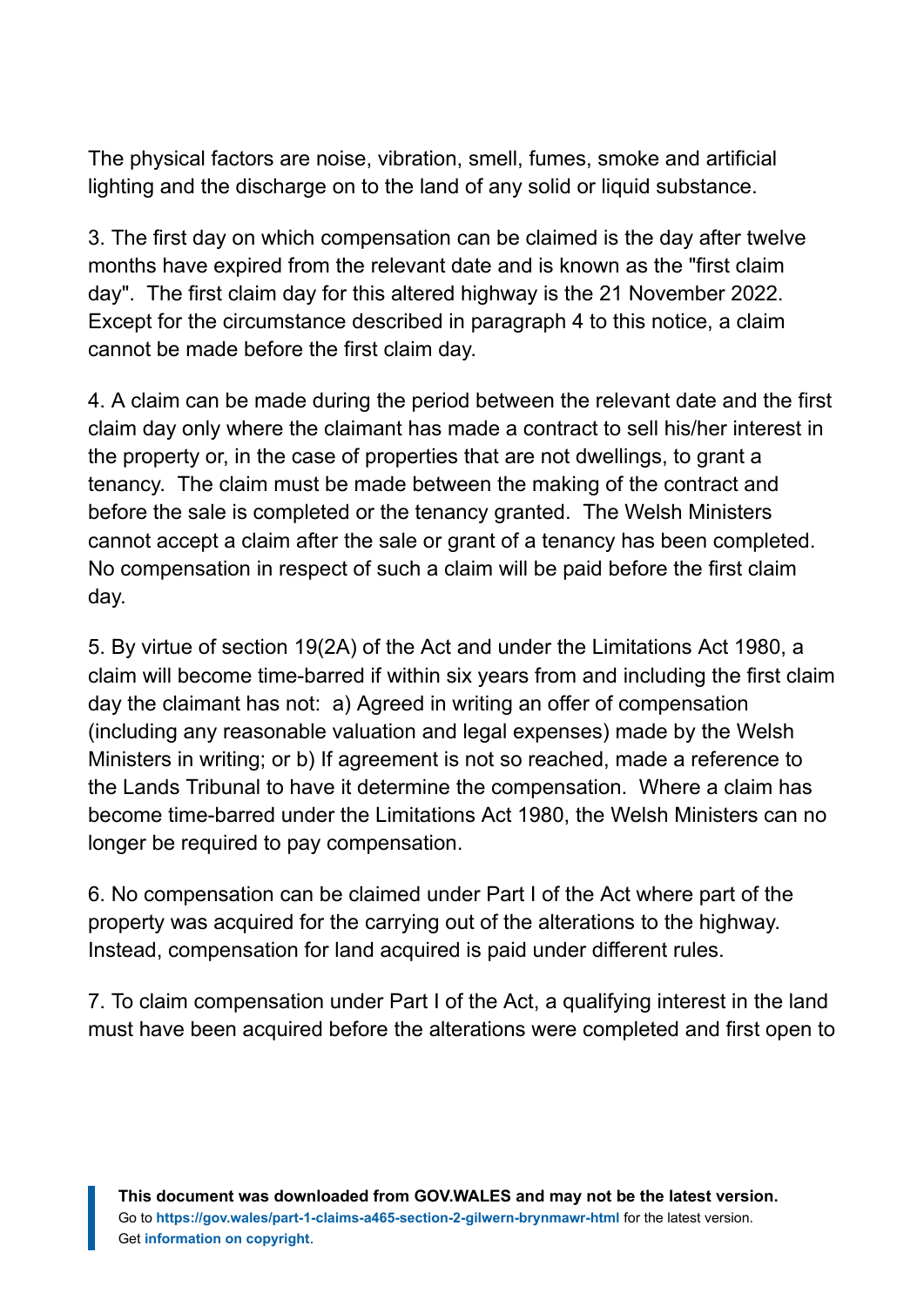The physical factors are noise, vibration, smell, fumes, smoke and artificial lighting and the discharge on to the land of any solid or liquid substance.

3. The first day on which compensation can be claimed is the day after twelve months have expired from the relevant date and is known as the "first claim day". The first claim day for this altered highway is the 21 November 2022. Except for the circumstance described in paragraph 4 to this notice, a claim cannot be made before the first claim day.

4. A claim can be made during the period between the relevant date and the first claim day only where the claimant has made a contract to sell his/her interest in the property or, in the case of properties that are not dwellings, to grant a tenancy. The claim must be made between the making of the contract and before the sale is completed or the tenancy granted. The Welsh Ministers cannot accept a claim after the sale or grant of a tenancy has been completed. No compensation in respect of such a claim will be paid before the first claim day.

5. By virtue of section 19(2A) of the Act and under the Limitations Act 1980, a claim will become time-barred if within six years from and including the first claim day the claimant has not: a) Agreed in writing an offer of compensation (including any reasonable valuation and legal expenses) made by the Welsh Ministers in writing; or b) If agreement is not so reached, made a reference to the Lands Tribunal to have it determine the compensation. Where a claim has become time-barred under the Limitations Act 1980, the Welsh Ministers can no longer be required to pay compensation.

6. No compensation can be claimed under Part I of the Act where part of the property was acquired for the carrying out of the alterations to the highway. Instead, compensation for land acquired is paid under different rules.

7. To claim compensation under Part I of the Act, a qualifying interest in the land must have been acquired before the alterations were completed and first open to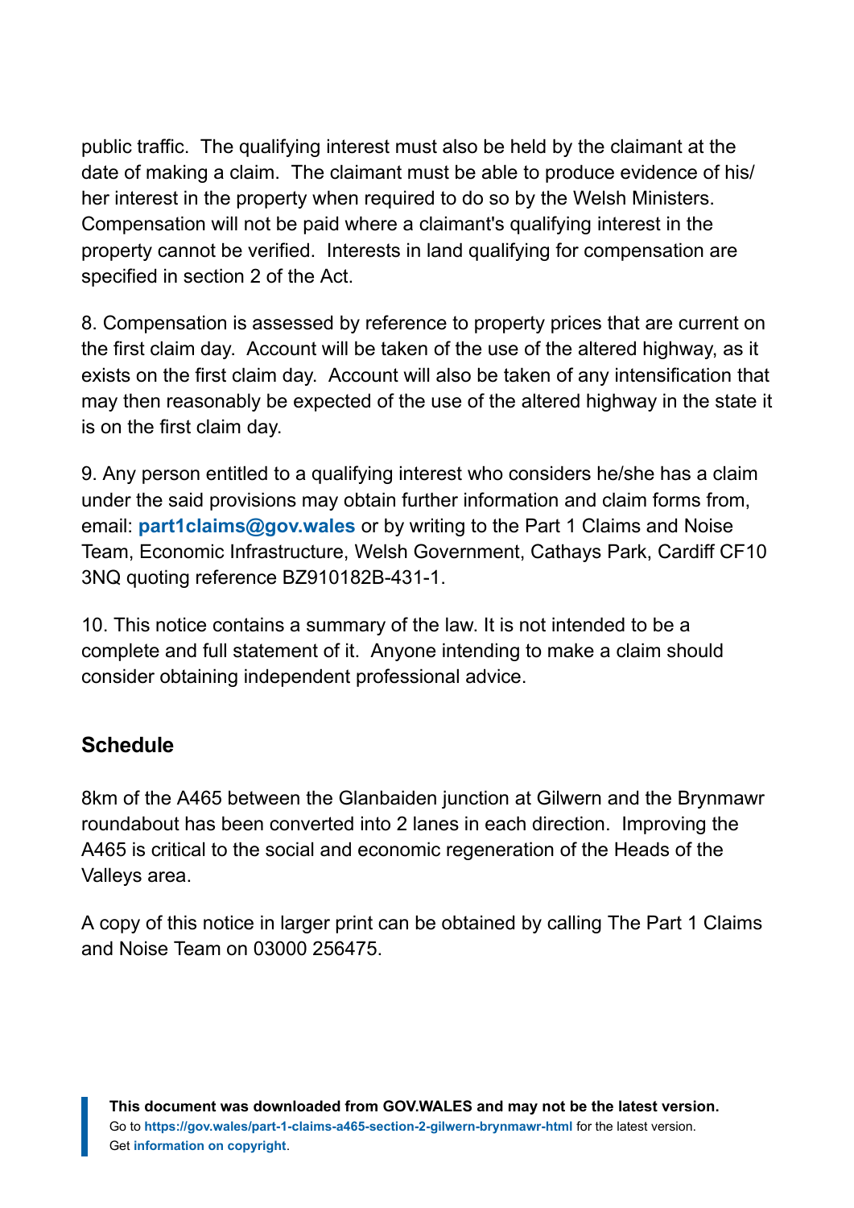public traffic. The qualifying interest must also be held by the claimant at the date of making a claim. The claimant must be able to produce evidence of his/her interest in the property when required to do so by the Welsh Ministers. Compensation will not be paid where a claimant's qualifying interest in the property cannot be verified. Interests in land qualifying for compensation are specified in section 2 of the Act.

8. Compensation is assessed by reference to property prices that are current on the first claim day. Account will be taken of the use of the altered highway, as it exists on the first claim day. Account will also be taken of any intensification that may then reasonably be expected of the use of the altered highway in the state it is on the first claim day.

9. Any person entitled to a qualifying interest who considers he/she has a claim under the said provisions may obtain further information and claim forms from, email: **part1claims@gov.wales** or by writing to the Part 1 Claims and Noise Team, Economic Infrastructure, Welsh Government, Cathays Park, Cardiff CF10 3NQ quoting reference BZ910182B-431-1.

10. This notice contains a summary of the law. It is not intended to be a complete and full statement of it. Anyone intending to make a claim should consider obtaining independent professional advice.

## Schedule

8km of the A465 between the Glanbaiden junction at Gilwern and the Brynmawr roundabout has been converted into 2 lanes in each direction. Improving the A465 is critical to the social and economic regeneration of the Heads of the Valleys area.

A copy of this notice in larger print can be obtained by calling The Part 1 Claims and Noise Team on 03000 256475.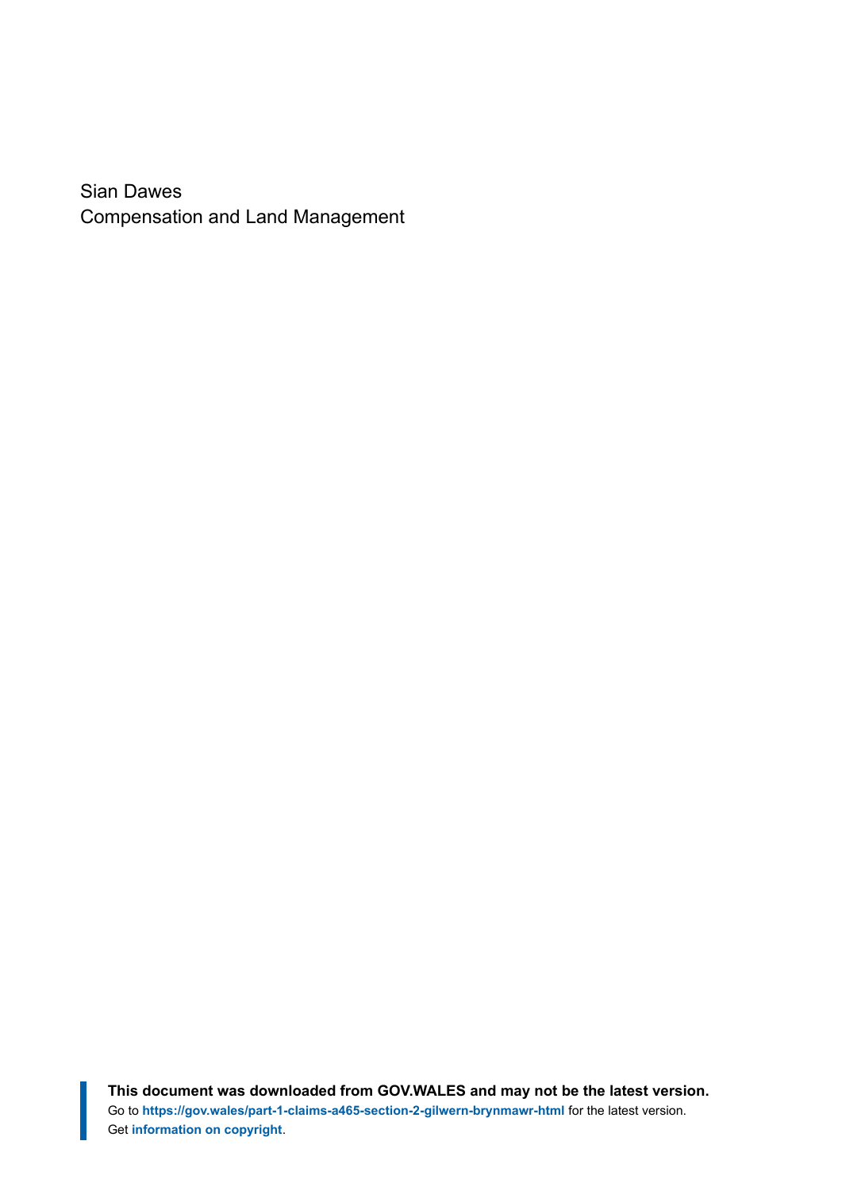Sian Dawes
Compensation and Land Management

**This document was downloaded from GOV.WALES and may not be the latest version.**
Go to **https://gov.wales/part-1-claims-a465-section-2-gilwern-brynmawr-html** for the latest version.
Get **information on copyright**.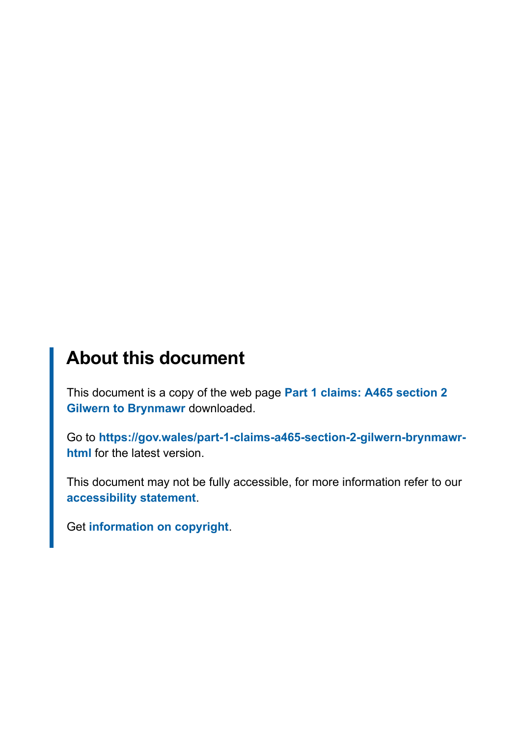## About this document

This document is a copy of the web page **Part 1 claims: A465 section 2 Gilwern to Brynmawr** downloaded.

Go to **https://gov.wales/part-1-claims-a465-section-2-gilwern-brynmawr-html** for the latest version.

This document may not be fully accessible, for more information refer to our **accessibility statement**.

Get **information on copyright**.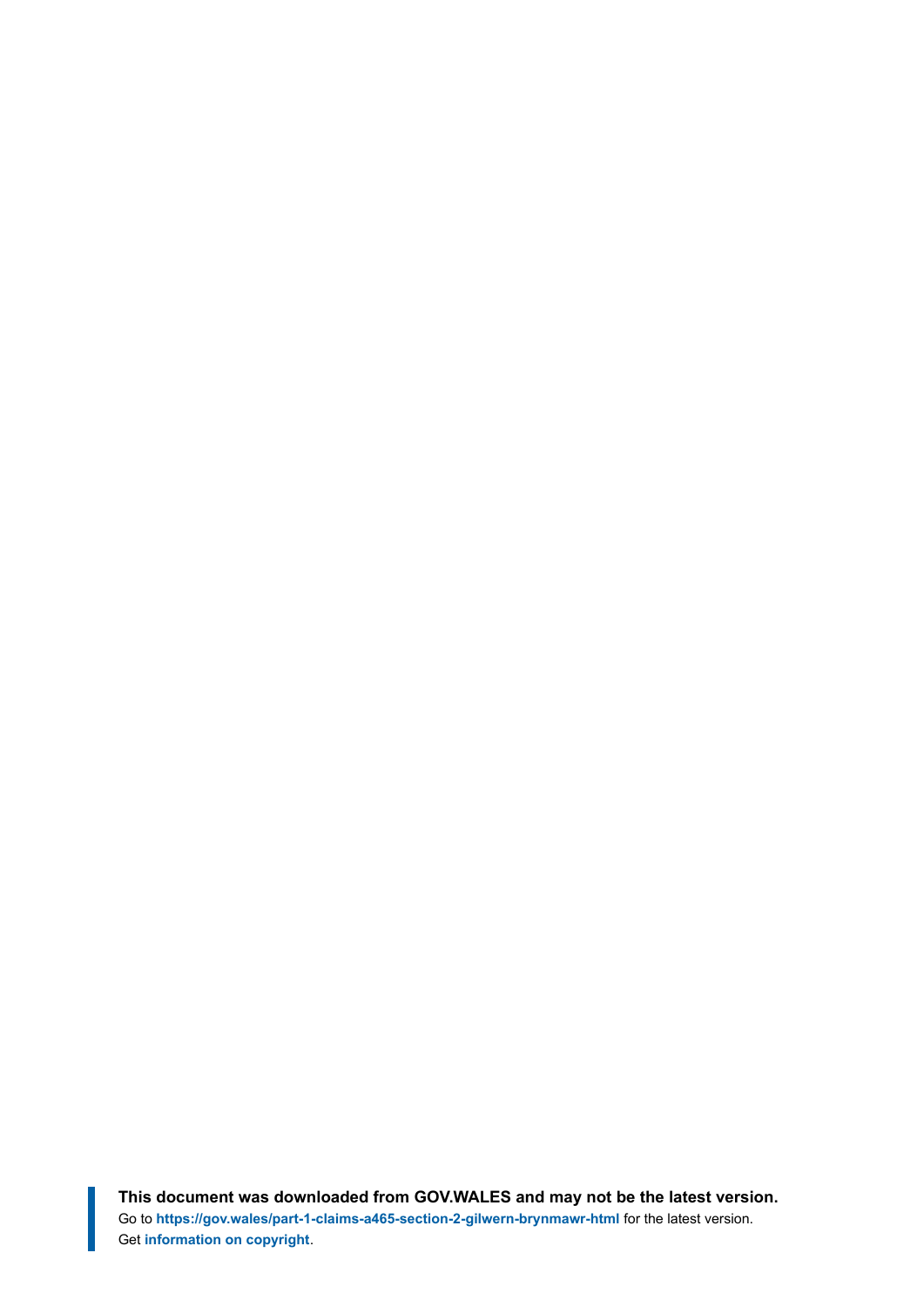**This document was downloaded from GOV.WALES and may not be the latest version.**
Go to **https://gov.wales/part-1-claims-a465-section-2-gilwern-brynmawr-html** for the latest version.
Get **information on copyright**.